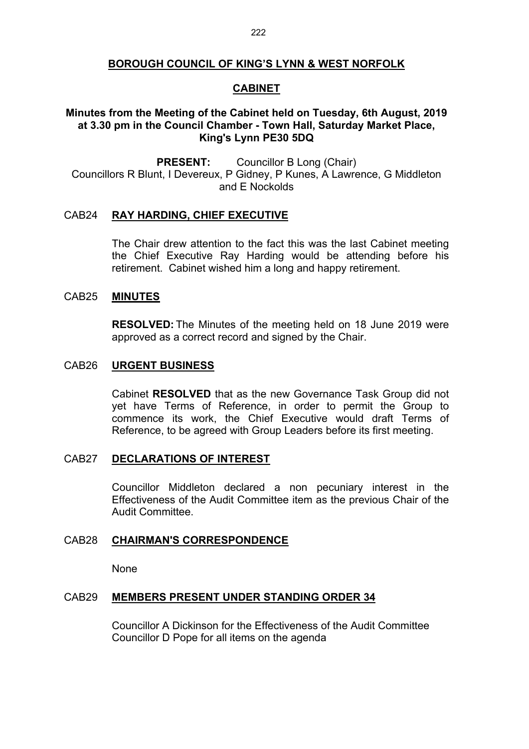# BOROUGH COUNCIL OF KING'S LYNN & WEST NORFOLK

## CABINET

### Minutes from the Meeting of the Cabinet held on Tuesday, 6th August, 2019 at 3.30 pm in the Council Chamber - Town Hall, Saturday Market Place, King's Lynn PE30 5DQ

**PRESENT:** Councillor B Long (Chair)
Councillors R Blunt, I Devereux, P Gidney, P Kunes, A Lawrence, G Middleton and E Nockolds

**CAB24 RAY HARDING, CHIEF EXECUTIVE**

The Chair drew attention to the fact this was the last Cabinet meeting the Chief Executive Ray Harding would be attending before his retirement. Cabinet wished him a long and happy retirement.

**CAB25 MINUTES**

**RESOLVED:** The Minutes of the meeting held on 18 June 2019 were approved as a correct record and signed by the Chair.

**CAB26 URGENT BUSINESS**

Cabinet **RESOLVED** that as the new Governance Task Group did not yet have Terms of Reference, in order to permit the Group to commence its work, the Chief Executive would draft Terms of Reference, to be agreed with Group Leaders before its first meeting.

**CAB27 DECLARATIONS OF INTEREST**

Councillor Middleton declared a non pecuniary interest in the Effectiveness of the Audit Committee item as the previous Chair of the Audit Committee.

**CAB28 CHAIRMAN'S CORRESPONDENCE**

None

**CAB29 MEMBERS PRESENT UNDER STANDING ORDER 34**

Councillor A Dickinson for the Effectiveness of the Audit Committee
Councillor D Pope for all items on the agenda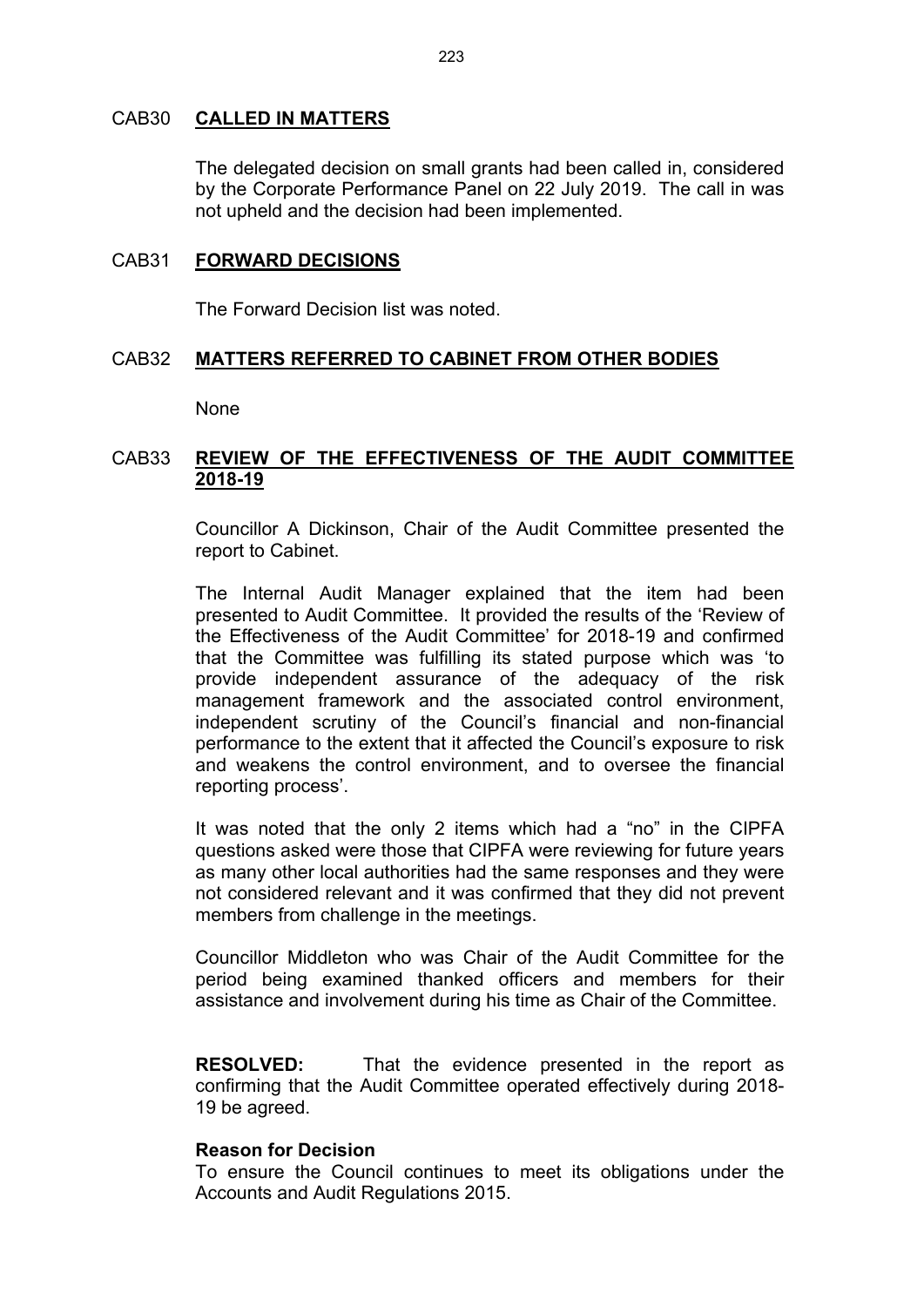## CAB30 **CALLED IN MATTERS**

The delegated decision on small grants had been called in, considered by the Corporate Performance Panel on 22 July 2019. The call in was not upheld and the decision had been implemented.

## CAB31 **FORWARD DECISIONS**

The Forward Decision list was noted.

## CAB32 **MATTERS REFERRED TO CABINET FROM OTHER BODIES**

None

## CAB33 **REVIEW OF THE EFFECTIVENESS OF THE AUDIT COMMITTEE 2018-19**

Councillor A Dickinson, Chair of the Audit Committee presented the report to Cabinet.

The Internal Audit Manager explained that the item had been presented to Audit Committee. It provided the results of the 'Review of the Effectiveness of the Audit Committee' for 2018-19 and confirmed that the Committee was fulfilling its stated purpose which was 'to provide independent assurance of the adequacy of the risk management framework and the associated control environment, independent scrutiny of the Council's financial and non-financial performance to the extent that it affected the Council's exposure to risk and weakens the control environment, and to oversee the financial reporting process'.

It was noted that the only 2 items which had a "no" in the CIPFA questions asked were those that CIPFA were reviewing for future years as many other local authorities had the same responses and they were not considered relevant and it was confirmed that they did not prevent members from challenge in the meetings.

Councillor Middleton who was Chair of the Audit Committee for the period being examined thanked officers and members for their assistance and involvement during his time as Chair of the Committee.

**RESOLVED:** That the evidence presented in the report as confirming that the Audit Committee operated effectively during 2018-19 be agreed.

**Reason for Decision**
To ensure the Council continues to meet its obligations under the Accounts and Audit Regulations 2015.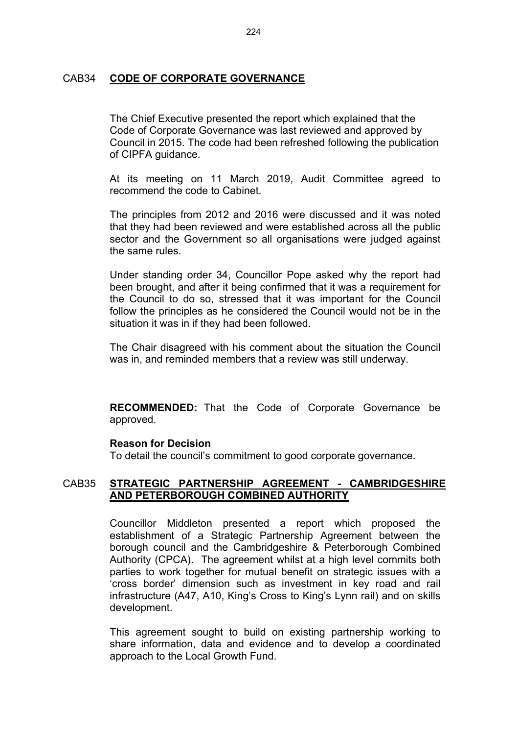## CAB34 **CODE OF CORPORATE GOVERNANCE**

The Chief Executive presented the report which explained that the Code of Corporate Governance was last reviewed and approved by Council in 2015. The code had been refreshed following the publication of CIPFA guidance.

At its meeting on 11 March 2019, Audit Committee agreed to recommend the code to Cabinet.

The principles from 2012 and 2016 were discussed and it was noted that they had been reviewed and were established across all the public sector and the Government so all organisations were judged against the same rules.

Under standing order 34, Councillor Pope asked why the report had been brought, and after it being confirmed that it was a requirement for the Council to do so, stressed that it was important for the Council follow the principles as he considered the Council would not be in the situation it was in if they had been followed.

The Chair disagreed with his comment about the situation the Council was in, and reminded members that a review was still underway.

**RECOMMENDED:** That the Code of Corporate Governance be approved.

**Reason for Decision**

To detail the council's commitment to good corporate governance.

## CAB35 **STRATEGIC PARTNERSHIP AGREEMENT - CAMBRIDGESHIRE AND PETERBOROUGH COMBINED AUTHORITY**

Councillor Middleton presented a report which proposed the establishment of a Strategic Partnership Agreement between the borough council and the Cambridgeshire & Peterborough Combined Authority (CPCA). The agreement whilst at a high level commits both parties to work together for mutual benefit on strategic issues with a 'cross border' dimension such as investment in key road and rail infrastructure (A47, A10, King's Cross to King's Lynn rail) and on skills development.

This agreement sought to build on existing partnership working to share information, data and evidence and to develop a coordinated approach to the Local Growth Fund.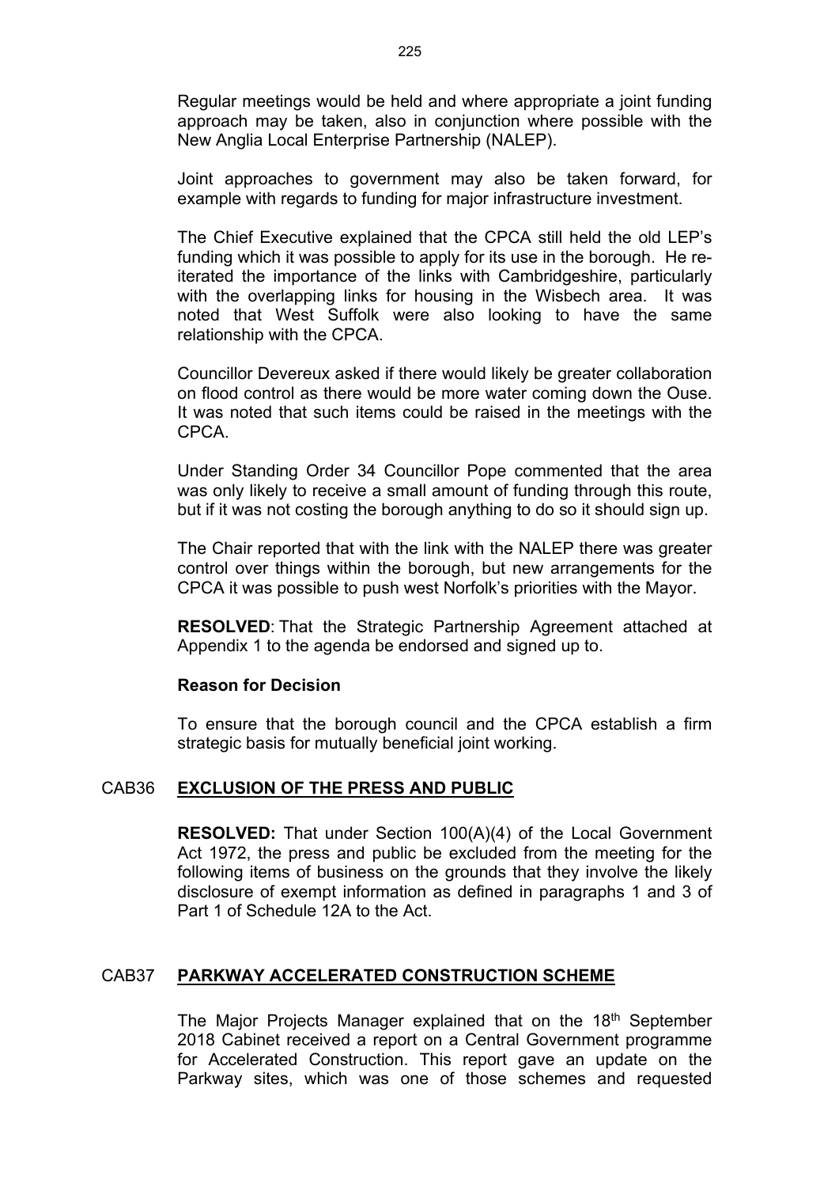Regular meetings would be held and where appropriate a joint funding approach may be taken, also in conjunction where possible with the New Anglia Local Enterprise Partnership (NALEP).

Joint approaches to government may also be taken forward, for example with regards to funding for major infrastructure investment.

The Chief Executive explained that the CPCA still held the old LEP's funding which it was possible to apply for its use in the borough. He re-iterated the importance of the links with Cambridgeshire, particularly with the overlapping links for housing in the Wisbech area. It was noted that West Suffolk were also looking to have the same relationship with the CPCA.

Councillor Devereux asked if there would likely be greater collaboration on flood control as there would be more water coming down the Ouse. It was noted that such items could be raised in the meetings with the CPCA.

Under Standing Order 34 Councillor Pope commented that the area was only likely to receive a small amount of funding through this route, but if it was not costing the borough anything to do so it should sign up.

The Chair reported that with the link with the NALEP there was greater control over things within the borough, but new arrangements for the CPCA it was possible to push west Norfolk's priorities with the Mayor.

**RESOLVED**: That the Strategic Partnership Agreement attached at Appendix 1 to the agenda be endorsed and signed up to.

**Reason for Decision**

To ensure that the borough council and the CPCA establish a firm strategic basis for mutually beneficial joint working.

## CAB36 EXCLUSION OF THE PRESS AND PUBLIC

**RESOLVED:** That under Section 100(A)(4) of the Local Government Act 1972, the press and public be excluded from the meeting for the following items of business on the grounds that they involve the likely disclosure of exempt information as defined in paragraphs 1 and 3 of Part 1 of Schedule 12A to the Act.

## CAB37 PARKWAY ACCELERATED CONSTRUCTION SCHEME

The Major Projects Manager explained that on the 18th September 2018 Cabinet received a report on a Central Government programme for Accelerated Construction. This report gave an update on the Parkway sites, which was one of those schemes and requested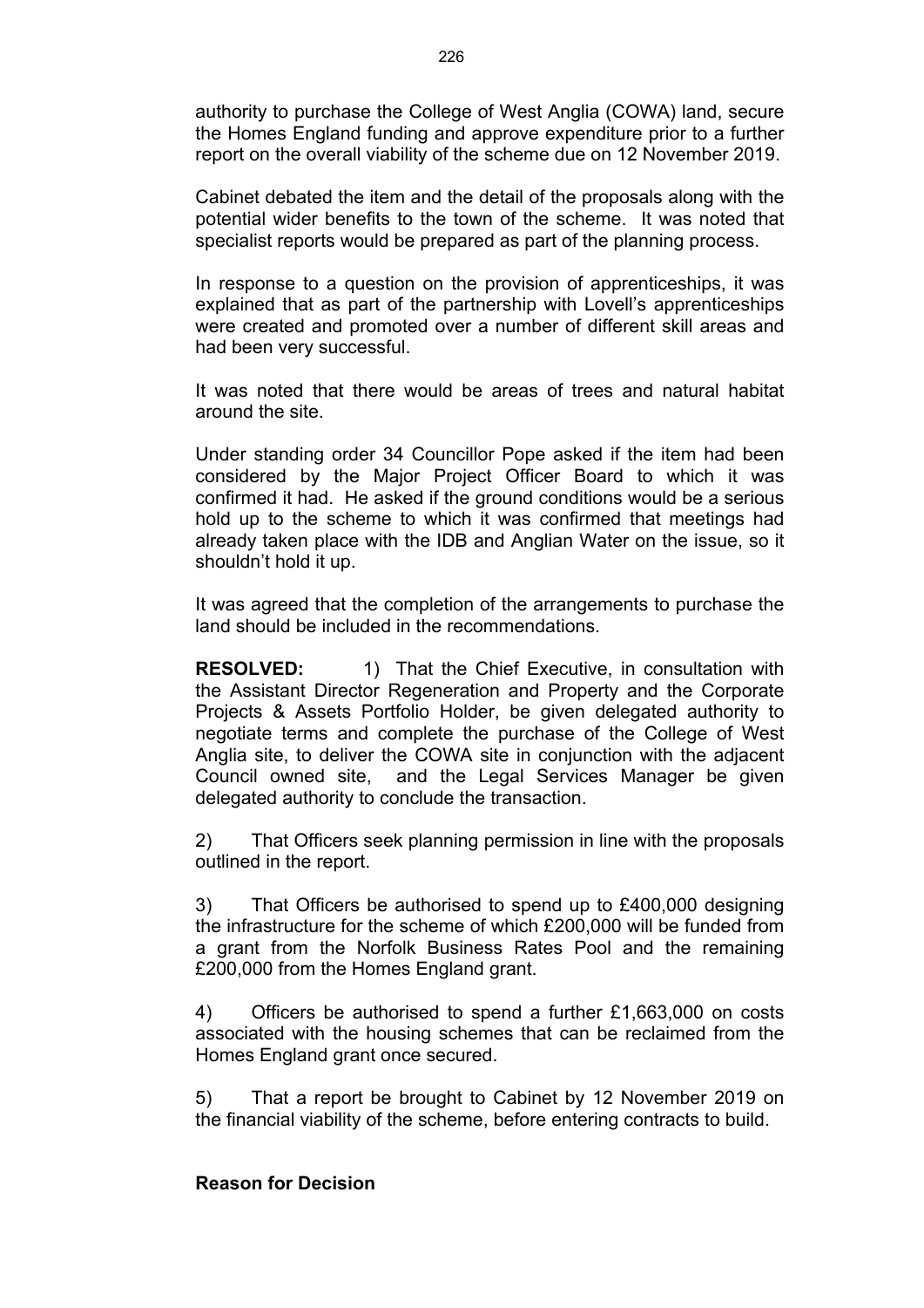authority to purchase the College of West Anglia (COWA) land, secure the Homes England funding and approve expenditure prior to a further report on the overall viability of the scheme due on 12 November 2019.

Cabinet debated the item and the detail of the proposals along with the potential wider benefits to the town of the scheme. It was noted that specialist reports would be prepared as part of the planning process.

In response to a question on the provision of apprenticeships, it was explained that as part of the partnership with Lovell's apprenticeships were created and promoted over a number of different skill areas and had been very successful.

It was noted that there would be areas of trees and natural habitat around the site.

Under standing order 34 Councillor Pope asked if the item had been considered by the Major Project Officer Board to which it was confirmed it had. He asked if the ground conditions would be a serious hold up to the scheme to which it was confirmed that meetings had already taken place with the IDB and Anglian Water on the issue, so it shouldn't hold it up.

It was agreed that the completion of the arrangements to purchase the land should be included in the recommendations.

**RESOLVED:** 1) That the Chief Executive, in consultation with the Assistant Director Regeneration and Property and the Corporate Projects & Assets Portfolio Holder, be given delegated authority to negotiate terms and complete the purchase of the College of West Anglia site, to deliver the COWA site in conjunction with the adjacent Council owned site, and the Legal Services Manager be given delegated authority to conclude the transaction.

2) That Officers seek planning permission in line with the proposals outlined in the report.

3) That Officers be authorised to spend up to £400,000 designing the infrastructure for the scheme of which £200,000 will be funded from a grant from the Norfolk Business Rates Pool and the remaining £200,000 from the Homes England grant.

4) Officers be authorised to spend a further £1,663,000 on costs associated with the housing schemes that can be reclaimed from the Homes England grant once secured.

5) That a report be brought to Cabinet by 12 November 2019 on the financial viability of the scheme, before entering contracts to build.

**Reason for Decision**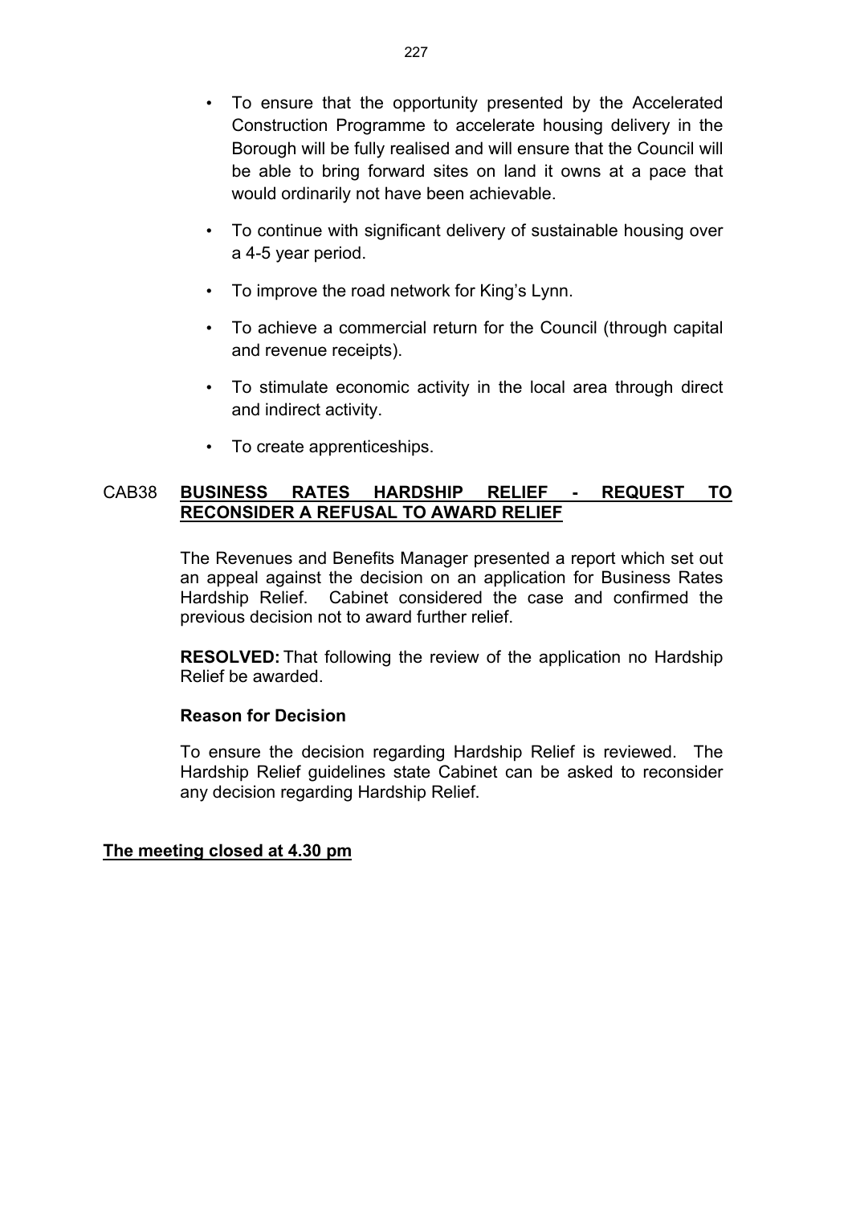- To ensure that the opportunity presented by the Accelerated Construction Programme to accelerate housing delivery in the Borough will be fully realised and will ensure that the Council will be able to bring forward sites on land it owns at a pace that would ordinarily not have been achievable.
- To continue with significant delivery of sustainable housing over a 4-5 year period.
- To improve the road network for King's Lynn.
- To achieve a commercial return for the Council (through capital and revenue receipts).
- To stimulate economic activity in the local area through direct and indirect activity.
- To create apprenticeships.

## CAB38 BUSINESS RATES HARDSHIP RELIEF - REQUEST TO RECONSIDER A REFUSAL TO AWARD RELIEF

The Revenues and Benefits Manager presented a report which set out an appeal against the decision on an application for Business Rates Hardship Relief. Cabinet considered the case and confirmed the previous decision not to award further relief.

**RESOLVED:** That following the review of the application no Hardship Relief be awarded.

**Reason for Decision**

To ensure the decision regarding Hardship Relief is reviewed. The Hardship Relief guidelines state Cabinet can be asked to reconsider any decision regarding Hardship Relief.

**The meeting closed at 4.30 pm**